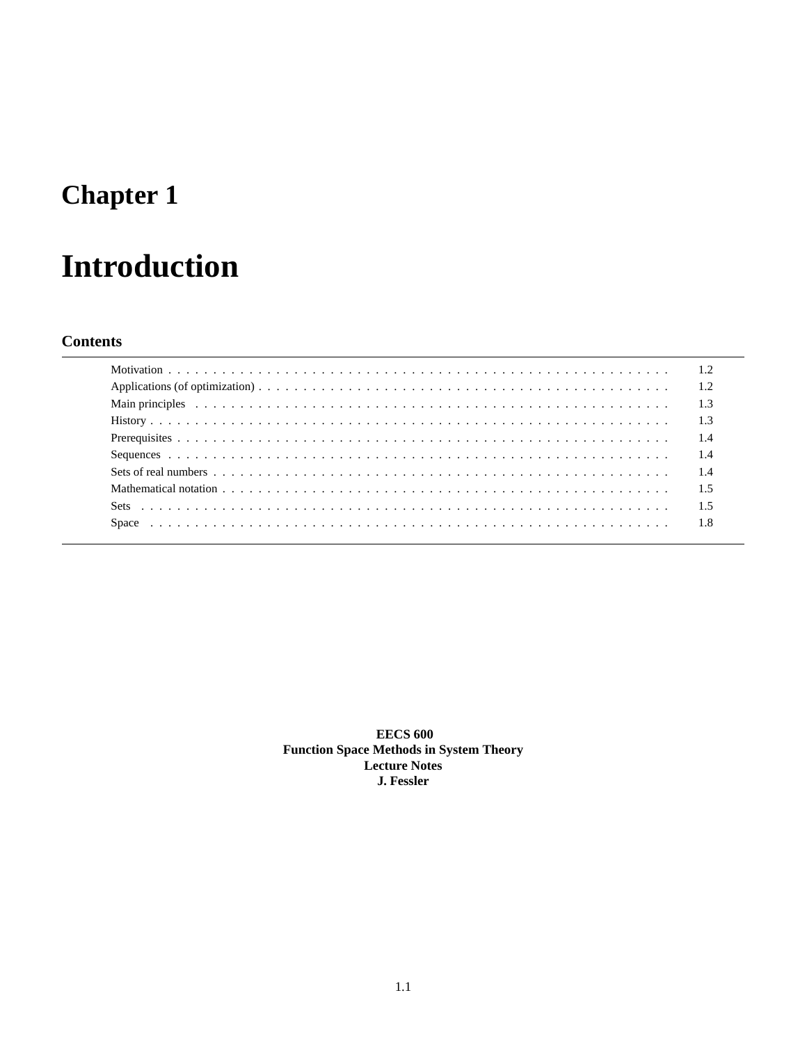# Chapter 1

# Introduction

## Contents

| | |
|---|---|
| Motivation | 1.2 |
| Applications (of optimization) | 1.2 |
| Main principles | 1.3 |
| History | 1.3 |
| Prerequisites | 1.4 |
| Sequences | 1.4 |
| Sets of real numbers | 1.4 |
| Mathematical notation | 1.5 |
| Sets | 1.5 |
| Space | 1.8 |

**EECS 600**
**Function Space Methods in System Theory**
**Lecture Notes**
**J. Fessler**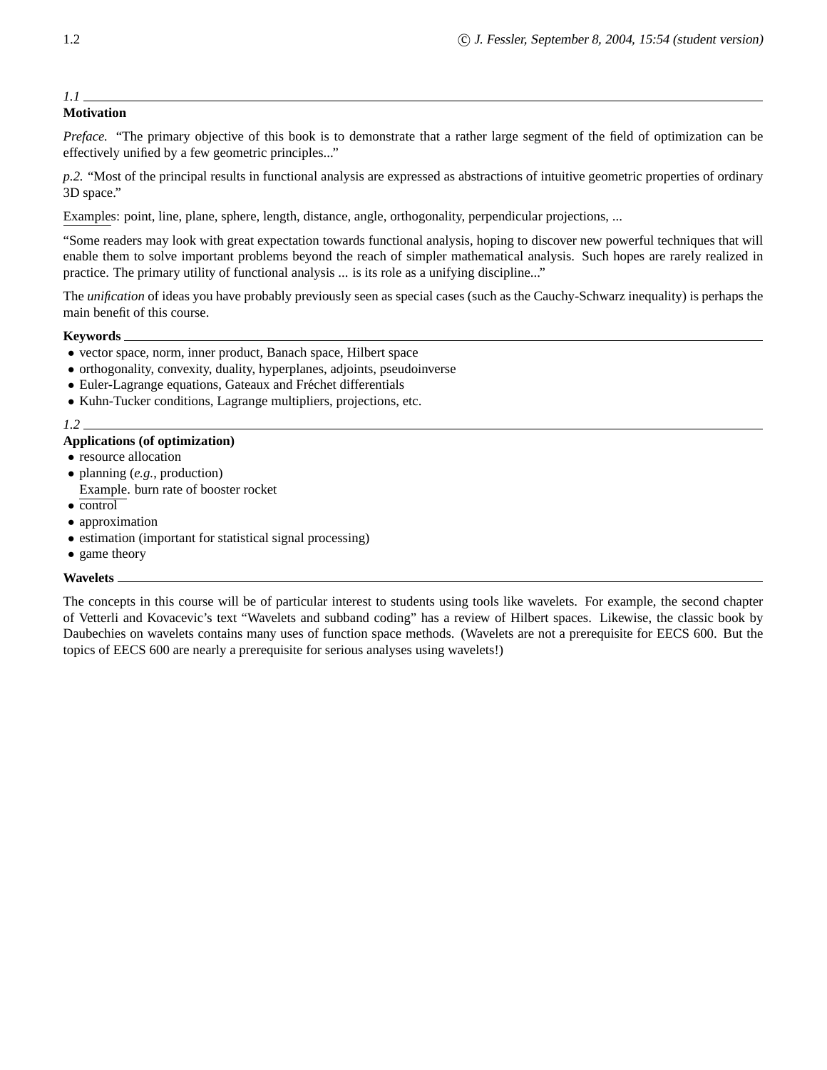*1.1*

## Motivation

*Preface.* "The primary objective of this book is to demonstrate that a rather large segment of the field of optimization can be effectively unified by a few geometric principles..."

*p.2.* "Most of the principal results in functional analysis are expressed as abstractions of intuitive geometric properties of ordinary 3D space."

Examples: point, line, plane, sphere, length, distance, angle, orthogonality, perpendicular projections, ...

"Some readers may look with great expectation towards functional analysis, hoping to discover new powerful techniques that will enable them to solve important problems beyond the reach of simpler mathematical analysis. Such hopes are rarely realized in practice. The primary utility of functional analysis ... is its role as a unifying discipline..."

The *unification* of ideas you have probably previously seen as special cases (such as the Cauchy-Schwarz inequality) is perhaps the main benefit of this course.

### Keywords

- vector space, norm, inner product, Banach space, Hilbert space
- orthogonality, convexity, duality, hyperplanes, adjoints, pseudoinverse
- Euler-Lagrange equations, Gateaux and Fréchet differentials
- Kuhn-Tucker conditions, Lagrange multipliers, projections, etc.

*1.2*

## Applications (of optimization)

- resource allocation
- planning (*e.g.*, production)
  Example. burn rate of booster rocket
- control
- approximation
- estimation (important for statistical signal processing)
- game theory

### Wavelets

The concepts in this course will be of particular interest to students using tools like wavelets. For example, the second chapter of Vetterli and Kovacevic's text "Wavelets and subband coding" has a review of Hilbert spaces. Likewise, the classic book by Daubechies on wavelets contains many uses of function space methods. (Wavelets are not a prerequisite for EECS 600. But the topics of EECS 600 are nearly a prerequisite for serious analyses using wavelets!)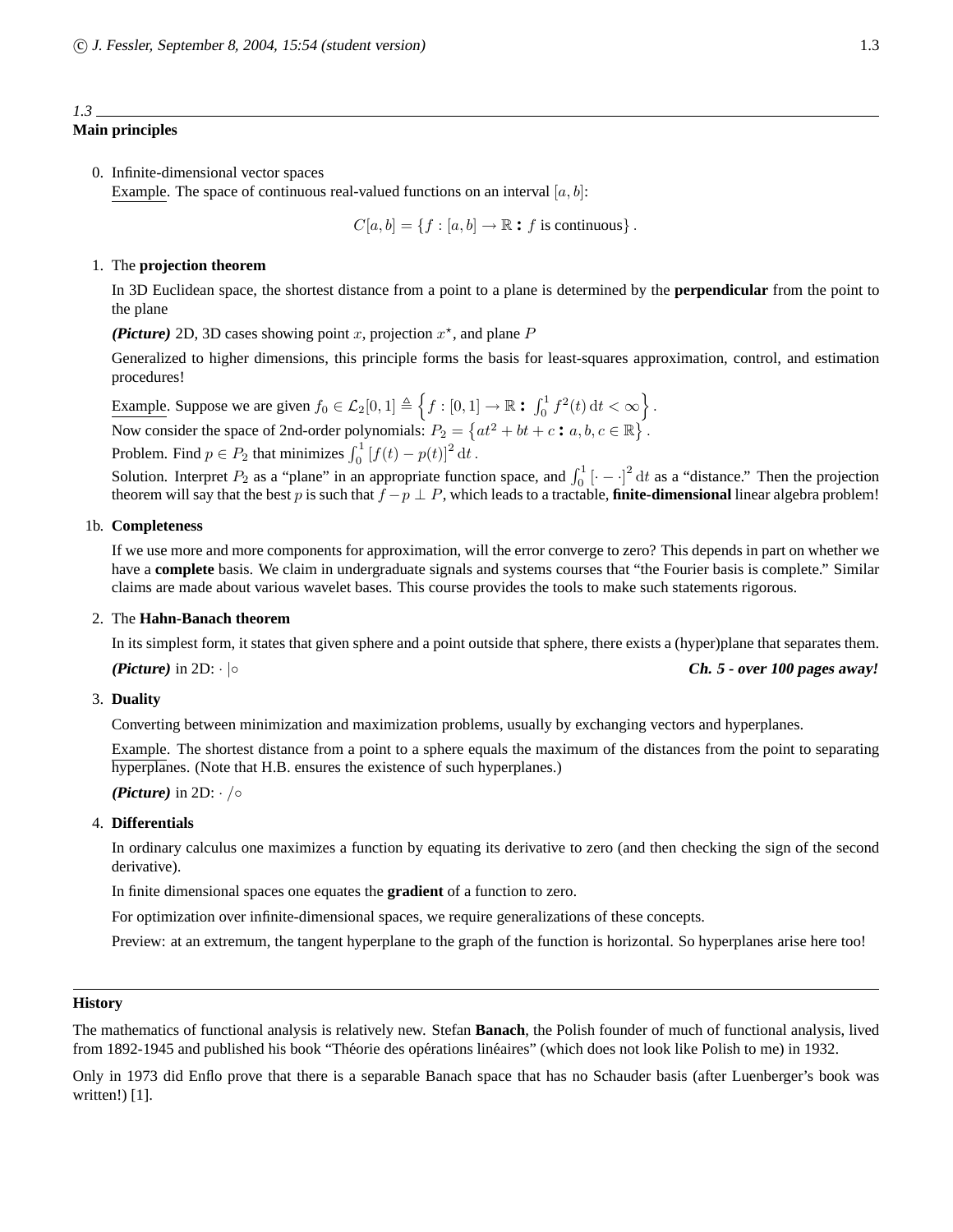## 1.3 Main principles

0. Infinite-dimensional vector spaces

   Example. The space of continuous real-valued functions on an interval $[a, b]$:

   $$C[a, b] = \{f : [a, b] \to \mathbb{R} : f \text{ is continuous}\}.$$

1. The **projection theorem**

   In 3D Euclidean space, the shortest distance from a point to a plane is determined by the **perpendicular** from the point to the plane

   ***(Picture)*** 2D, 3D cases showing point $x$, projection $x^\star$, and plane $P$

   Generalized to higher dimensions, this principle forms the basis for least-squares approximation, control, and estimation procedures!

   Example. Suppose we are given $f_0 \in \mathcal{L}_2[0,1] \triangleq \left\{ f : [0,1] \to \mathbb{R} : \int_0^1 f^2(t)\,dt < \infty \right\}$.
   Now consider the space of 2nd-order polynomials: $P_2 = \left\{ at^2 + bt + c : a, b, c \in \mathbb{R} \right\}$.
   Problem. Find $p \in P_2$ that minimizes $\int_0^1 [f(t) - p(t)]^2\,dt$.
   Solution. Interpret $P_2$ as a "plane" in an appropriate function space, and $\int_0^1 [\cdot - \cdot]^2\,dt$ as a "distance." Then the projection theorem will say that the best $p$ is such that $f - p \perp P$, which leads to a tractable, **finite-dimensional** linear algebra problem!

1b. **Completeness**

   If we use more and more components for approximation, will the error converge to zero? This depends in part on whether we have a **complete** basis. We claim in undergraduate signals and systems courses that "the Fourier basis is complete." Similar claims are made about various wavelet bases. This course provides the tools to make such statements rigorous.

2. The **Hahn-Banach theorem**

   In its simplest form, it states that given sphere and a point outside that sphere, there exists a (hyper)plane that separates them.

   ***(Picture)*** in 2D: $\cdot\ |\circ$ ***Ch. 5 - over 100 pages away!***

3. **Duality**

   Converting between minimization and maximization problems, usually by exchanging vectors and hyperplanes.

   Example. The shortest distance from a point to a sphere equals the maximum of the distances from the point to separating hyperplanes. (Note that H.B. ensures the existence of such hyperplanes.)

   ***(Picture)*** in 2D: $\cdot\ /\circ$

4. **Differentials**

   In ordinary calculus one maximizes a function by equating its derivative to zero (and then checking the sign of the second derivative).

   In finite dimensional spaces one equates the **gradient** of a function to zero.

   For optimization over infinite-dimensional spaces, we require generalizations of these concepts.

   Preview: at an extremum, the tangent hyperplane to the graph of the function is horizontal. So hyperplanes arise here too!

---

**History**

The mathematics of functional analysis is relatively new. Stefan **Banach**, the Polish founder of much of functional analysis, lived from 1892-1945 and published his book "Théorie des opérations linéaires" (which does not look like Polish to me) in 1932.

Only in 1973 did Enflo prove that there is a separable Banach space that has no Schauder basis (after Luenberger's book was written!) [1].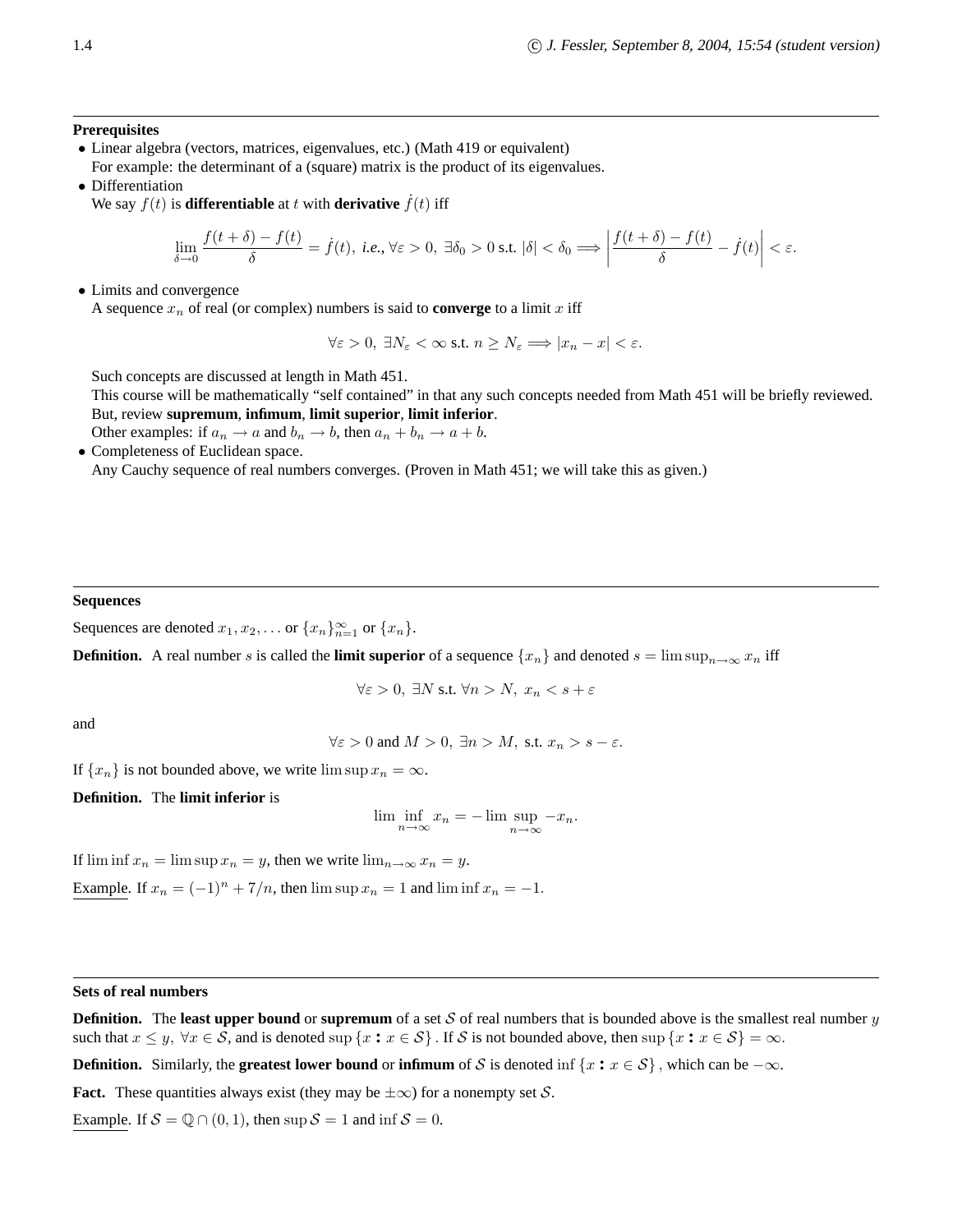**Prerequisites**

- Linear algebra (vectors, matrices, eigenvalues, etc.) (Math 419 or equivalent)
  For example: the determinant of a (square) matrix is the product of its eigenvalues.
- Differentiation
  We say $f(t)$ is **differentiable** at $t$ with **derivative** $\dot{f}(t)$ iff

$$\lim_{\delta \to 0} \frac{f(t+\delta) - f(t)}{\delta} = \dot{f}(t), \textit{ i.e., } \forall \varepsilon > 0, \ \exists \delta_0 > 0 \text{ s.t. } |\delta| < \delta_0 \Longrightarrow \left| \frac{f(t+\delta) - f(t)}{\delta} - \dot{f}(t) \right| < \varepsilon.$$

- Limits and convergence
  A sequence $x_n$ of real (or complex) numbers is said to **converge** to a limit $x$ iff

$$\forall \varepsilon > 0, \ \exists N_\varepsilon < \infty \text{ s.t. } n \geq N_\varepsilon \Longrightarrow |x_n - x| < \varepsilon.$$

  Such concepts are discussed at length in Math 451.
  This course will be mathematically "self contained" in that any such concepts needed from Math 451 will be briefly reviewed.
  But, review **supremum**, **infimum**, **limit superior**, **limit inferior**.
  Other examples: if $a_n \to a$ and $b_n \to b$, then $a_n + b_n \to a + b$.
- Completeness of Euclidean space.
  Any Cauchy sequence of real numbers converges. (Proven in Math 451; we will take this as given.)

---

**Sequences**

Sequences are denoted $x_1, x_2, \ldots$ or $\{x_n\}_{n=1}^{\infty}$ or $\{x_n\}$.

**Definition.** A real number $s$ is called the **limit superior** of a sequence $\{x_n\}$ and denoted $s = \limsup_{n\to\infty} x_n$ iff

$$\forall \varepsilon > 0, \ \exists N \text{ s.t. } \forall n > N, \ x_n < s + \varepsilon$$

and

$$\forall \varepsilon > 0 \text{ and } M > 0, \ \exists n > M, \text{ s.t. } x_n > s - \varepsilon.$$

If $\{x_n\}$ is not bounded above, we write $\limsup x_n = \infty$.

**Definition.** The **limit inferior** is

$$\liminf_{n\to\infty} x_n = -\limsup_{n\to\infty} -x_n.$$

If $\liminf x_n = \limsup x_n = y$, then we write $\lim_{n\to\infty} x_n = y$.

Example. If $x_n = (-1)^n + 7/n$, then $\limsup x_n = 1$ and $\liminf x_n = -1$.

---

**Sets of real numbers**

**Definition.** The **least upper bound** or **supremum** of a set $\mathcal{S}$ of real numbers that is bounded above is the smallest real number $y$ such that $x \leq y, \ \forall x \in \mathcal{S}$, and is denoted $\sup\{x : x \in \mathcal{S}\}$. If $\mathcal{S}$ is not bounded above, then $\sup\{x : x \in \mathcal{S}\} = \infty$.

**Definition.** Similarly, the **greatest lower bound** or **infimum** of $\mathcal{S}$ is denoted $\inf\{x : x \in \mathcal{S}\}$, which can be $-\infty$.

**Fact.** These quantities always exist (they may be $\pm\infty$) for a nonempty set $\mathcal{S}$.

Example. If $\mathcal{S} = \mathbb{Q} \cap (0, 1)$, then $\sup \mathcal{S} = 1$ and $\inf \mathcal{S} = 0$.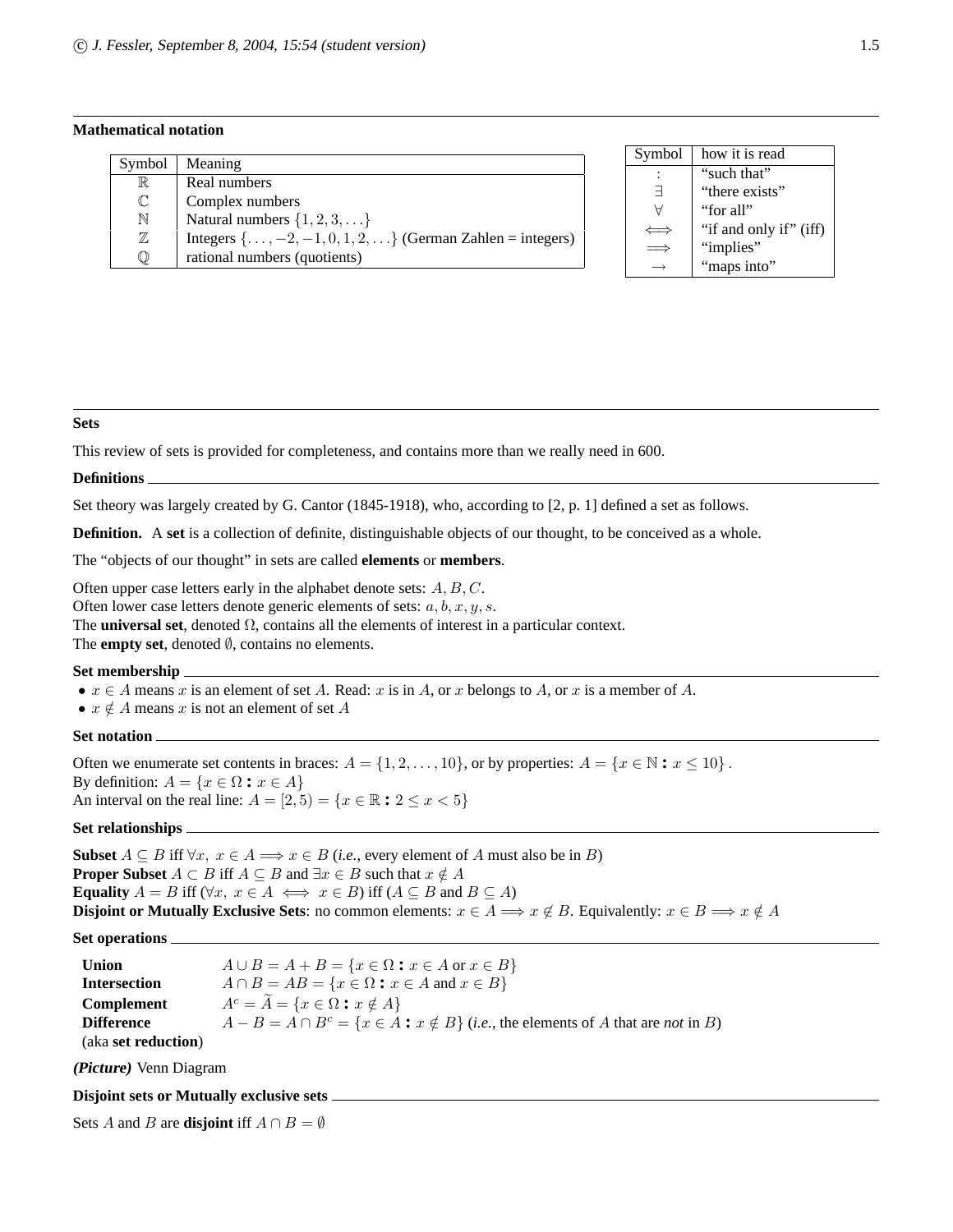## Mathematical notation

| Symbol | Meaning |
|---|---|
| $\mathbb{R}$ | Real numbers |
| $\mathbb{C}$ | Complex numbers |
| $\mathbb{N}$ | Natural numbers $\{1, 2, 3, \ldots\}$ |
| $\mathbb{Z}$ | Integers $\{\ldots, -2, -1, 0, 1, 2, \ldots\}$ (German Zahlen = integers) |
| $\mathbb{Q}$ | rational numbers (quotients) |

| Symbol | how it is read |
|---|---|
| $:$ | "such that" |
| $\exists$ | "there exists" |
| $\forall$ | "for all" |
| $\iff$ | "if and only if" (iff) |
| $\Longrightarrow$ | "implies" |
| $\rightarrow$ | "maps into" |

## Sets

This review of sets is provided for completeness, and contains more than we really need in 600.

### Definitions

Set theory was largely created by G. Cantor (1845-1918), who, according to [2, p. 1] defined a set as follows.

**Definition.** A **set** is a collection of definite, distinguishable objects of our thought, to be conceived as a whole.

The "objects of our thought" in sets are called **elements** or **members**.

Often upper case letters early in the alphabet denote sets: $A, B, C$.
Often lower case letters denote generic elements of sets: $a, b, x, y, s$.
The **universal set**, denoted $\Omega$, contains all the elements of interest in a particular context.
The **empty set**, denoted $\emptyset$, contains no elements.

### Set membership

- $x \in A$ means $x$ is an element of set $A$. Read: $x$ is in $A$, or $x$ belongs to $A$, or $x$ is a member of $A$.
- $x \notin A$ means $x$ is not an element of set $A$

### Set notation

Often we enumerate set contents in braces: $A = \{1, 2, \ldots, 10\}$, or by properties: $A = \{x \in \mathbb{N} : x \leq 10\}$.
By definition: $A = \{x \in \Omega : x \in A\}$
An interval on the real line: $A = [2, 5) = \{x \in \mathbb{R} : 2 \leq x < 5\}$

### Set relationships

**Subset** $A \subseteq B$ iff $\forall x,\ x \in A \Longrightarrow x \in B$ (*i.e.*, every element of $A$ must also be in $B$)
**Proper Subset** $A \subset B$ iff $A \subseteq B$ and $\exists x \in B$ such that $x \notin A$
**Equality** $A = B$ iff ($\forall x,\ x \in A \iff x \in B$) iff ($A \subseteq B$ and $B \subseteq A$)
**Disjoint or Mutually Exclusive Sets**: no common elements: $x \in A \Longrightarrow x \notin B$. Equivalently: $x \in B \Longrightarrow x \notin A$

### Set operations

**Union** $A \cup B = A + B = \{x \in \Omega : x \in A \text{ or } x \in B\}$
**Intersection** $A \cap B = AB = \{x \in \Omega : x \in A \text{ and } x \in B\}$
**Complement** $A^c = \widetilde{A} = \{x \in \Omega : x \notin A\}$
**Difference** (aka **set reduction**) $A - B = A \cap B^c = \{x \in A : x \notin B\}$ (*i.e.*, the elements of $A$ that are *not* in $B$)

***(Picture)*** Venn Diagram

### Disjoint sets or Mutually exclusive sets

Sets $A$ and $B$ are **disjoint** iff $A \cap B = \emptyset$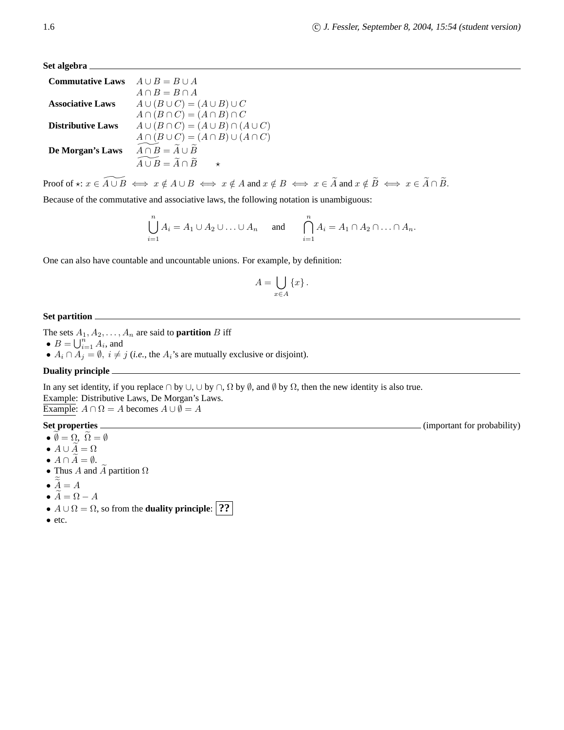**Set algebra**

| | |
|---|---|
| **Commutative Laws** | $A \cup B = B \cup A$ |
| | $A \cap B = B \cap A$ |
| **Associative Laws** | $A \cup (B \cup C) = (A \cup B) \cup C$ |
| | $A \cap (B \cap C) = (A \cap B) \cap C$ |
| **Distributive Laws** | $A \cup (B \cap C) = (A \cup B) \cap (A \cup C)$ |
| | $A \cap (B \cup C) = (A \cap B) \cup (A \cap C)$ |
| **De Morgan's Laws** | $\widetilde{A \cap B} = \widetilde{A} \cup \widetilde{B}$ |
| | $\widetilde{A \cup B} = \widetilde{A} \cap \widetilde{B}$ $\quad\star$ |

Proof of $\star$: $x \in \widetilde{A \cup B} \iff x \notin A \cup B \iff x \notin A$ and $x \notin B \iff x \in \widetilde{A}$ and $x \notin \widetilde{B} \iff x \in \widetilde{A} \cap \widetilde{B}$.

Because of the commutative and associative laws, the following notation is unambiguous:

$$\bigcup_{i=1}^{n} A_i = A_1 \cup A_2 \cup \ldots \cup A_n \quad \text{and} \quad \bigcap_{i=1}^{n} A_i = A_1 \cap A_2 \cap \ldots \cap A_n.$$

One can also have countable and uncountable unions. For example, by definition:

$$A = \bigcup_{x \in A} \{x\}.$$

**Set partition**

The sets $A_1, A_2, \ldots, A_n$ are said to **partition** $B$ iff

- $B = \bigcup_{i=1}^{n} A_i$, and
- $A_i \cap A_j = \emptyset, \ i \neq j$ (*i.e.*, the $A_i$'s are mutually exclusive or disjoint).

**Duality principle**

In any set identity, if you replace $\cap$ by $\cup$, $\cup$ by $\cap$, $\Omega$ by $\emptyset$, and $\emptyset$ by $\Omega$, then the new identity is also true.
Example: Distributive Laws, De Morgan's Laws.
Example: $A \cap \Omega = A$ becomes $A \cup \emptyset = A$

**Set properties** (important for probability)

- $\widetilde{\emptyset} = \Omega, \ \widetilde{\Omega} = \emptyset$
- $A \cup \widetilde{A} = \Omega$
- $A \cap \widetilde{A} = \emptyset$.
- Thus $A$ and $\widetilde{A}$ partition $\Omega$
- $\widetilde{\widetilde{A}} = A$
- $\widetilde{A} = \Omega - A$
- $A \cup \Omega = \Omega$, so from the **duality principle**: **??**
- etc.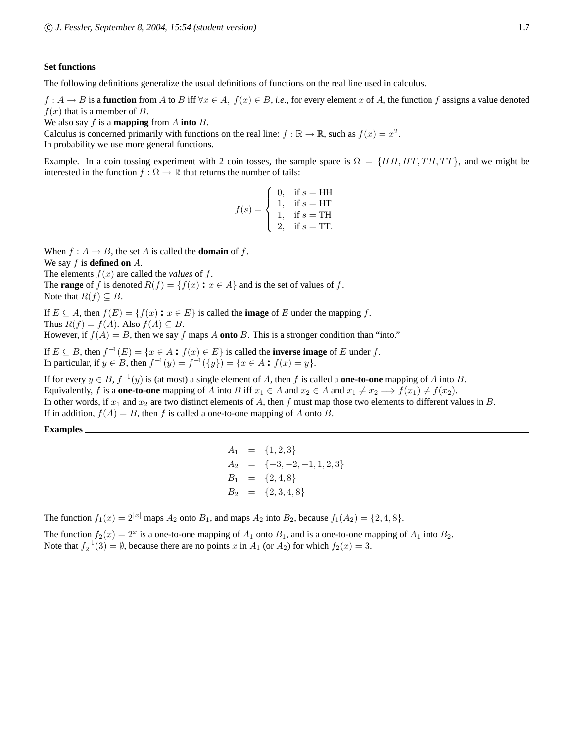**Set functions**

The following definitions generalize the usual definitions of functions on the real line used in calculus.

$f : A \to B$ is a **function** from $A$ to $B$ iff $\forall x \in A,\ f(x) \in B$, *i.e.*, for every element $x$ of $A$, the function $f$ assigns a value denoted $f(x)$ that is a member of $B$.
We also say $f$ is a **mapping** from $A$ **into** $B$.
Calculus is concerned primarily with functions on the real line: $f : \mathbb{R} \to \mathbb{R}$, such as $f(x) = x^2$.
In probability we use more general functions.

Example. In a coin tossing experiment with 2 coin tosses, the sample space is $\Omega = \{HH, HT, TH, TT\}$, and we might be interested in the function $f : \Omega \to \mathbb{R}$ that returns the number of tails:

$$f(s) = \begin{cases} 0, & \text{if } s = \text{HH} \\ 1, & \text{if } s = \text{HT} \\ 1, & \text{if } s = \text{TH} \\ 2, & \text{if } s = \text{TT}. \end{cases}$$

When $f : A \to B$, the set $A$ is called the **domain** of $f$.
We say $f$ is **defined on** $A$.
The elements $f(x)$ are called the *values* of $f$.
The **range** of $f$ is denoted $R(f) = \{f(x) : x \in A\}$ and is the set of values of $f$.
Note that $R(f) \subseteq B$.

If $E \subseteq A$, then $f(E) = \{f(x) : x \in E\}$ is called the **image** of $E$ under the mapping $f$.
Thus $R(f) = f(A)$. Also $f(A) \subseteq B$.
However, if $f(A) = B$, then we say $f$ maps $A$ **onto** $B$. This is a stronger condition than "into."

If $E \subseteq B$, then $f^{-1}(E) = \{x \in A : f(x) \in E\}$ is called the **inverse image** of $E$ under $f$.
In particular, if $y \in B$, then $f^{-1}(y) = f^{-1}(\{y\}) = \{x \in A : f(x) = y\}$.

If for every $y \in B$, $f^{-1}(y)$ is (at most) a single element of $A$, then $f$ is called a **one-to-one** mapping of $A$ into $B$.
Equivalently, $f$ is a **one-to-one** mapping of $A$ into $B$ iff $x_1 \in A$ and $x_2 \in A$ and $x_1 \neq x_2 \Longrightarrow f(x_1) \neq f(x_2)$.
In other words, if $x_1$ and $x_2$ are two distinct elements of $A$, then $f$ must map those two elements to different values in $B$.
If in addition, $f(A) = B$, then $f$ is called a one-to-one mapping of $A$ onto $B$.

**Examples**

$$\begin{aligned} A_1 &= \{1, 2, 3\} \\ A_2 &= \{-3, -2, -1, 1, 2, 3\} \\ B_1 &= \{2, 4, 8\} \\ B_2 &= \{2, 3, 4, 8\} \end{aligned}$$

The function $f_1(x) = 2^{|x|}$ maps $A_2$ onto $B_1$, and maps $A_2$ into $B_2$, because $f_1(A_2) = \{2, 4, 8\}$.

The function $f_2(x) = 2^x$ is a one-to-one mapping of $A_1$ onto $B_1$, and is a one-to-one mapping of $A_1$ into $B_2$.
Note that $f_2^{-1}(3) = \emptyset$, because there are no points $x$ in $A_1$ (or $A_2$) for which $f_2(x) = 3$.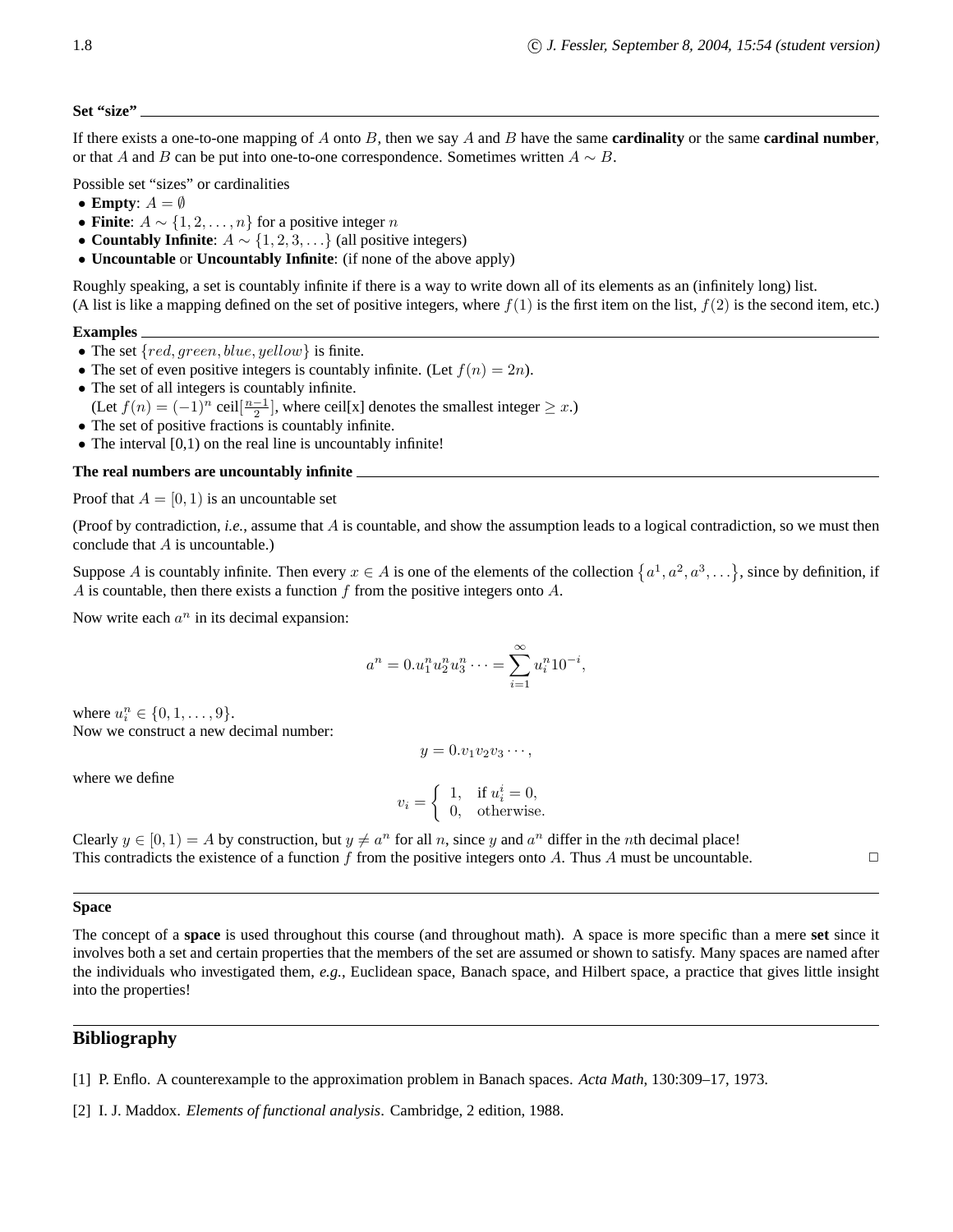**Set "size"**

If there exists a one-to-one mapping of $A$ onto $B$, then we say $A$ and $B$ have the same **cardinality** or the same **cardinal number**, or that $A$ and $B$ can be put into one-to-one correspondence. Sometimes written $A \sim B$.

Possible set "sizes" or cardinalities

- **Empty**: $A = \emptyset$
- **Finite**: $A \sim \{1, 2, \ldots, n\}$ for a positive integer $n$
- **Countably Infinite**: $A \sim \{1, 2, 3, \ldots\}$ (all positive integers)
- **Uncountable** or **Uncountably Infinite**: (if none of the above apply)

Roughly speaking, a set is countably infinite if there is a way to write down all of its elements as an (infinitely long) list.
(A list is like a mapping defined on the set of positive integers, where $f(1)$ is the first item on the list, $f(2)$ is the second item, etc.)

**Examples**

- The set $\{red, green, blue, yellow\}$ is finite.
- The set of even positive integers is countably infinite. (Let $f(n) = 2n$).
- The set of all integers is countably infinite.
  (Let $f(n) = (-1)^n \operatorname{ceil}[\frac{n-1}{2}]$, where ceil[x] denotes the smallest integer $\geq x$.)
- The set of positive fractions is countably infinite.
- The interval [0,1) on the real line is uncountably infinite!

**The real numbers are uncountably infinite**

Proof that $A = [0, 1)$ is an uncountable set

(Proof by contradiction, *i.e.*, assume that $A$ is countable, and show the assumption leads to a logical contradiction, so we must then conclude that $A$ is uncountable.)

Suppose $A$ is countably infinite. Then every $x \in A$ is one of the elements of the collection $\{a^1, a^2, a^3, \ldots\}$, since by definition, if $A$ is countable, then there exists a function $f$ from the positive integers onto $A$.

Now write each $a^n$ in its decimal expansion:

$$a^n = 0.u_1^n u_2^n u_3^n \cdots = \sum_{i=1}^{\infty} u_i^n 10^{-i},$$

where $u_i^n \in \{0, 1, \ldots, 9\}$.
Now we construct a new decimal number:

$$y = 0.v_1 v_2 v_3 \cdots,$$

where we define

$$v_i = \begin{cases} 1, & \text{if } u_i^i = 0, \\ 0, & \text{otherwise.} \end{cases}$$

Clearly $y \in [0, 1) = A$ by construction, but $y \neq a^n$ for all $n$, since $y$ and $a^n$ differ in the $n$th decimal place!
This contradicts the existence of a function $f$ from the positive integers onto $A$. Thus $A$ must be uncountable. □

---

**Space**

The concept of a **space** is used throughout this course (and throughout math). A space is more specific than a mere **set** since it involves both a set and certain properties that the members of the set are assumed or shown to satisfy. Many spaces are named after the individuals who investigated them, *e.g.*, Euclidean space, Banach space, and Hilbert space, a practice that gives little insight into the properties!

## Bibliography

[1] P. Enflo. A counterexample to the approximation problem in Banach spaces. *Acta Math*, 130:309–17, 1973.

[2] I. J. Maddox. *Elements of functional analysis*. Cambridge, 2 edition, 1988.